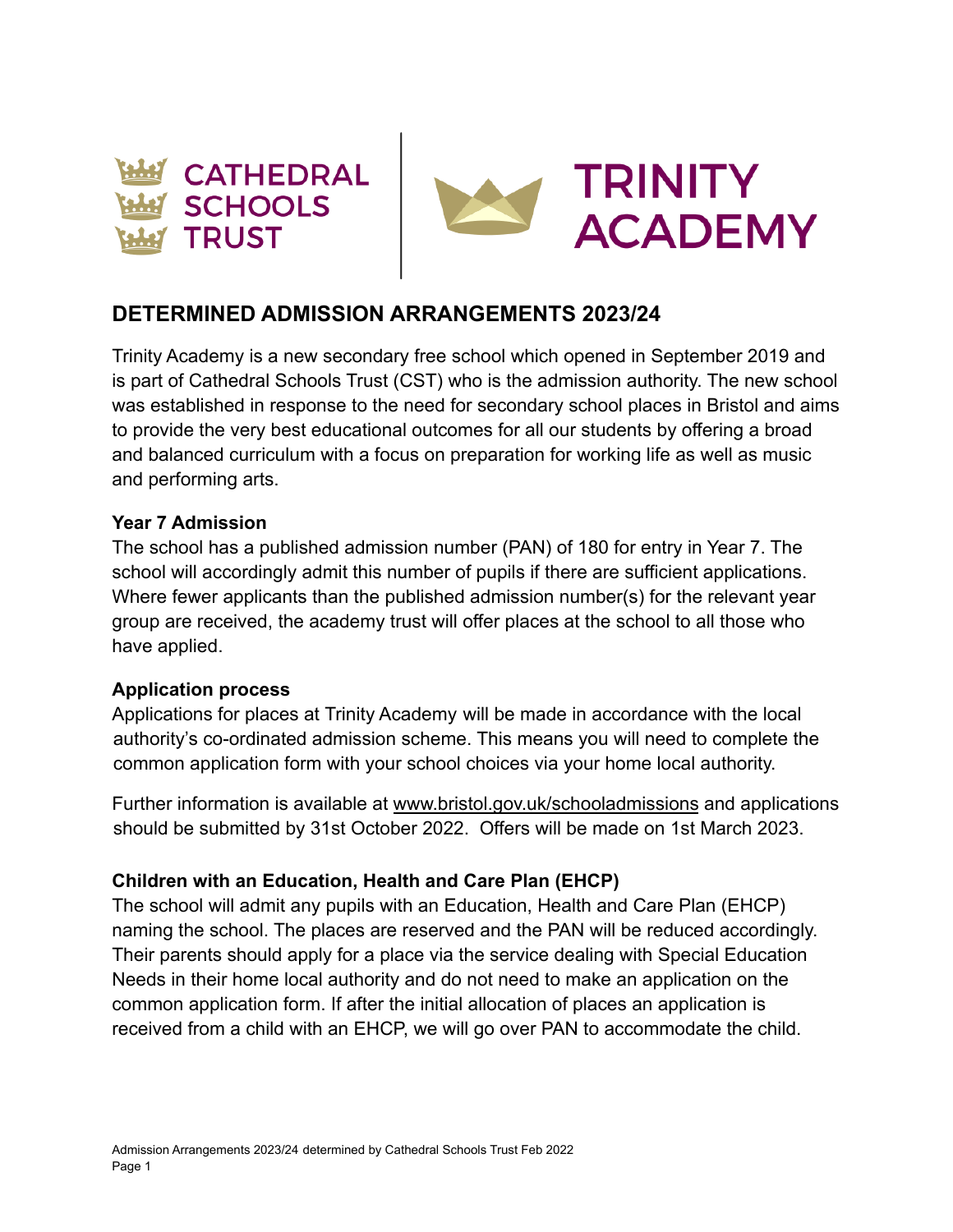CATHEDRAL SCHOOLS TRUST

TRINITY ACADEMY

# DETERMINED ADMISSION ARRANGEMENTS 2023/24

Trinity Academy is a new secondary free school which opened in September 2019 and is part of Cathedral Schools Trust (CST) who is the admission authority. The new school was established in response to the need for secondary school places in Bristol and aims to provide the very best educational outcomes for all our students by offering a broad and balanced curriculum with a focus on preparation for working life as well as music and performing arts.

### Year 7 Admission

The school has a published admission number (PAN) of 180 for entry in Year 7. The school will accordingly admit this number of pupils if there are sufficient applications. Where fewer applicants than the published admission number(s) for the relevant year group are received, the academy trust will offer places at the school to all those who have applied.

### Application process

Applications for places at Trinity Academy will be made in accordance with the local authority's co-ordinated admission scheme. This means you will need to complete the common application form with your school choices via your home local authority.

Further information is available at www.bristol.gov.uk/schooladmissions and applications should be submitted by 31st October 2022. Offers will be made on 1st March 2023.

### Children with an Education, Health and Care Plan (EHCP)

The school will admit any pupils with an Education, Health and Care Plan (EHCP) naming the school. The places are reserved and the PAN will be reduced accordingly. Their parents should apply for a place via the service dealing with Special Education Needs in their home local authority and do not need to make an application on the common application form. If after the initial allocation of places an application is received from a child with an EHCP, we will go over PAN to accommodate the child.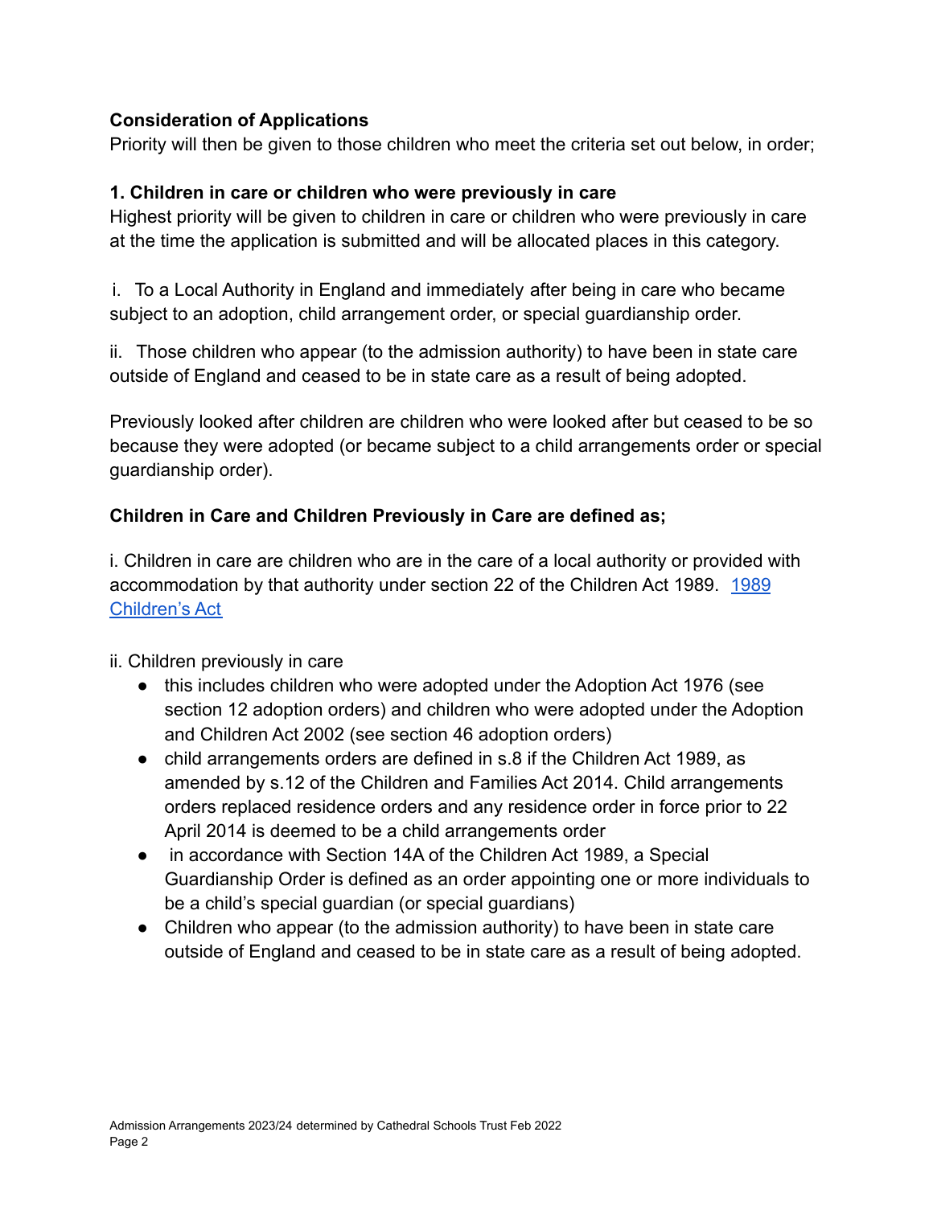**Consideration of Applications**

Priority will then be given to those children who meet the criteria set out below, in order;

**1. Children in care or children who were previously in care**

Highest priority will be given to children in care or children who were previously in care at the time the application is submitted and will be allocated places in this category.

i. To a Local Authority in England and immediately after being in care who became subject to an adoption, child arrangement order, or special guardianship order.

ii. Those children who appear (to the admission authority) to have been in state care outside of England and ceased to be in state care as a result of being adopted.

Previously looked after children are children who were looked after but ceased to be so because they were adopted (or became subject to a child arrangements order or special guardianship order).

**Children in Care and Children Previously in Care are defined as;**

i. Children in care are children who are in the care of a local authority or provided with accommodation by that authority under section 22 of the Children Act 1989. 1989 Children's Act

ii. Children previously in care

- this includes children who were adopted under the Adoption Act 1976 (see section 12 adoption orders) and children who were adopted under the Adoption and Children Act 2002 (see section 46 adoption orders)
- child arrangements orders are defined in s.8 if the Children Act 1989, as amended by s.12 of the Children and Families Act 2014. Child arrangements orders replaced residence orders and any residence order in force prior to 22 April 2014 is deemed to be a child arrangements order
- in accordance with Section 14A of the Children Act 1989, a Special Guardianship Order is defined as an order appointing one or more individuals to be a child's special guardian (or special guardians)
- Children who appear (to the admission authority) to have been in state care outside of England and ceased to be in state care as a result of being adopted.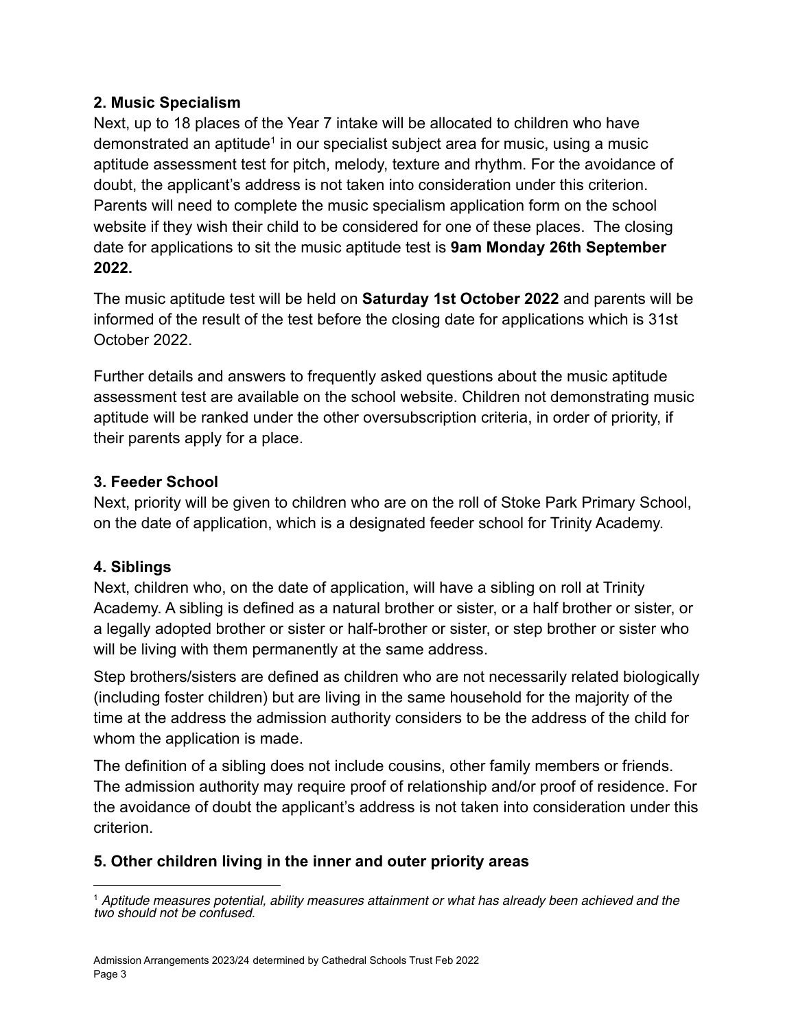**2. Music Specialism**

Next, up to 18 places of the Year 7 intake will be allocated to children who have demonstrated an aptitude[1] in our specialist subject area for music, using a music aptitude assessment test for pitch, melody, texture and rhythm. For the avoidance of doubt, the applicant's address is not taken into consideration under this criterion. Parents will need to complete the music specialism application form on the school website if they wish their child to be considered for one of these places. The closing date for applications to sit the music aptitude test is **9am Monday 26th September 2022.**

The music aptitude test will be held on **Saturday 1st October 2022** and parents will be informed of the result of the test before the closing date for applications which is 31st October 2022.

Further details and answers to frequently asked questions about the music aptitude assessment test are available on the school website. Children not demonstrating music aptitude will be ranked under the other oversubscription criteria, in order of priority, if their parents apply for a place.

**3. Feeder School**

Next, priority will be given to children who are on the roll of Stoke Park Primary School, on the date of application, which is a designated feeder school for Trinity Academy.

**4. Siblings**

Next, children who, on the date of application, will have a sibling on roll at Trinity Academy. A sibling is defined as a natural brother or sister, or a half brother or sister, or a legally adopted brother or sister or half-brother or sister, or step brother or sister who will be living with them permanently at the same address.

Step brothers/sisters are defined as children who are not necessarily related biologically (including foster children) but are living in the same household for the majority of the time at the address the admission authority considers to be the address of the child for whom the application is made.

The definition of a sibling does not include cousins, other family members or friends. The admission authority may require proof of relationship and/or proof of residence. For the avoidance of doubt the applicant's address is not taken into consideration under this criterion.

**5. Other children living in the inner and outer priority areas**

---

[1] *Aptitude measures potential, ability measures attainment or what has already been achieved and the two should not be confused.*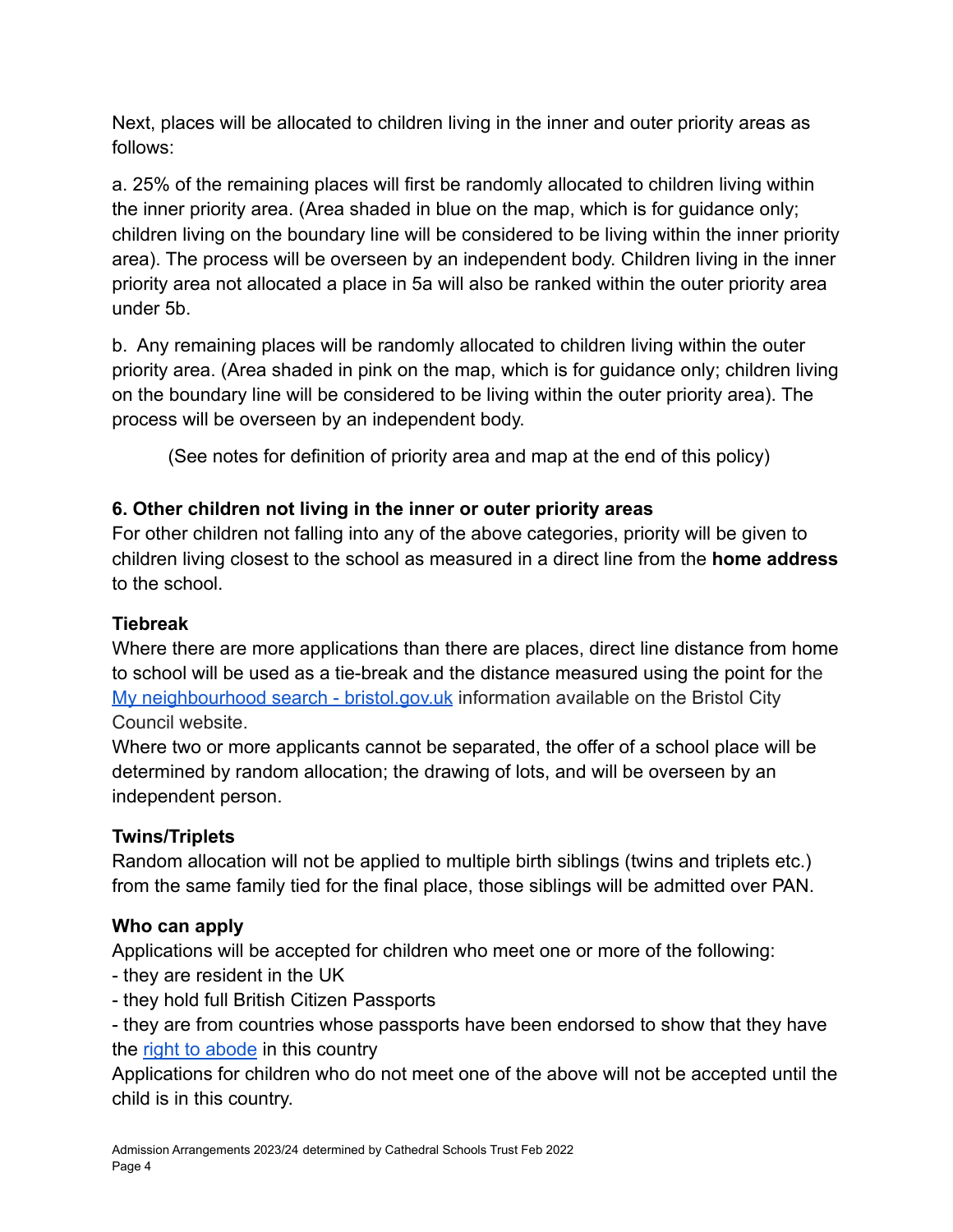Next, places will be allocated to children living in the inner and outer priority areas as follows:

a. 25% of the remaining places will first be randomly allocated to children living within the inner priority area. (Area shaded in blue on the map, which is for guidance only; children living on the boundary line will be considered to be living within the inner priority area). The process will be overseen by an independent body. Children living in the inner priority area not allocated a place in 5a will also be ranked within the outer priority area under 5b.

b. Any remaining places will be randomly allocated to children living within the outer priority area. (Area shaded in pink on the map, which is for guidance only; children living on the boundary line will be considered to be living within the outer priority area). The process will be overseen by an independent body.

(See notes for definition of priority area and map at the end of this policy)

**6. Other children not living in the inner or outer priority areas**

For other children not falling into any of the above categories, priority will be given to children living closest to the school as measured in a direct line from the **home address** to the school.

**Tiebreak**

Where there are more applications than there are places, direct line distance from home to school will be used as a tie-break and the distance measured using the point for the [My neighbourhood search - bristol.gov.uk] information available on the Bristol City Council website.

Where two or more applicants cannot be separated, the offer of a school place will be determined by random allocation; the drawing of lots, and will be overseen by an independent person.

**Twins/Triplets**

Random allocation will not be applied to multiple birth siblings (twins and triplets etc.) from the same family tied for the final place, those siblings will be admitted over PAN.

**Who can apply**

Applications will be accepted for children who meet one or more of the following:

- they are resident in the UK
- they hold full British Citizen Passports
- they are from countries whose passports have been endorsed to show that they have the [right to abode] in this country

Applications for children who do not meet one of the above will not be accepted until the child is in this country.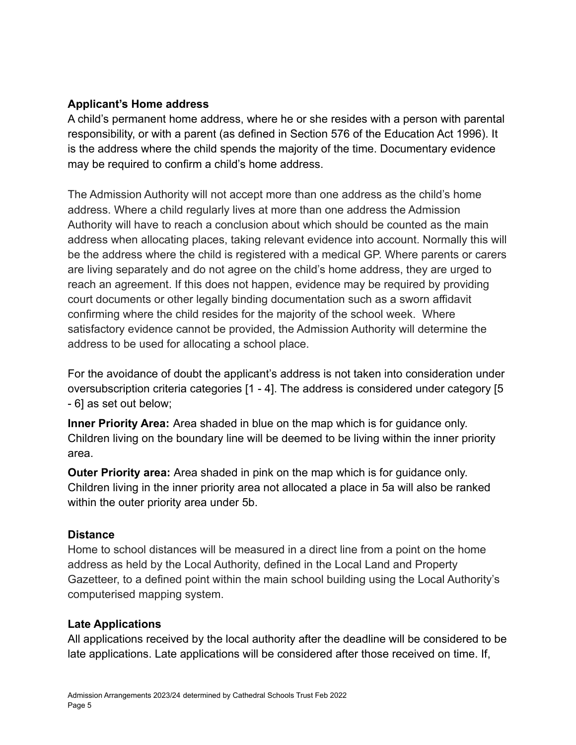**Applicant's Home address**

A child's permanent home address, where he or she resides with a person with parental responsibility, or with a parent (as defined in Section 576 of the Education Act 1996). It is the address where the child spends the majority of the time. Documentary evidence may be required to confirm a child's home address.

The Admission Authority will not accept more than one address as the child's home address. Where a child regularly lives at more than one address the Admission Authority will have to reach a conclusion about which should be counted as the main address when allocating places, taking relevant evidence into account. Normally this will be the address where the child is registered with a medical GP. Where parents or carers are living separately and do not agree on the child's home address, they are urged to reach an agreement. If this does not happen, evidence may be required by providing court documents or other legally binding documentation such as a sworn affidavit confirming where the child resides for the majority of the school week. Where satisfactory evidence cannot be provided, the Admission Authority will determine the address to be used for allocating a school place.

For the avoidance of doubt the applicant's address is not taken into consideration under oversubscription criteria categories [1 - 4]. The address is considered under category [5 - 6] as set out below;

**Inner Priority Area:** Area shaded in blue on the map which is for guidance only. Children living on the boundary line will be deemed to be living within the inner priority area.

**Outer Priority area:** Area shaded in pink on the map which is for guidance only. Children living in the inner priority area not allocated a place in 5a will also be ranked within the outer priority area under 5b.

**Distance**

Home to school distances will be measured in a direct line from a point on the home address as held by the Local Authority, defined in the Local Land and Property Gazetteer, to a defined point within the main school building using the Local Authority's computerised mapping system.

**Late Applications**

All applications received by the local authority after the deadline will be considered to be late applications. Late applications will be considered after those received on time. If,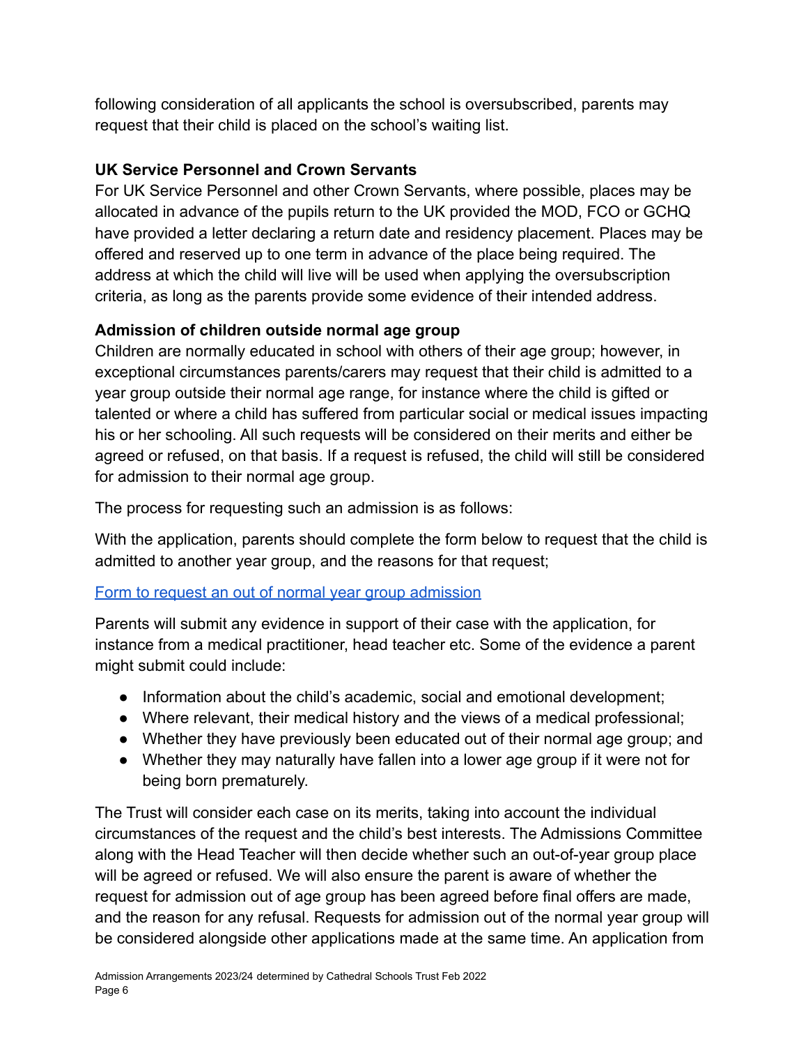following consideration of all applicants the school is oversubscribed, parents may request that their child is placed on the school's waiting list.

**UK Service Personnel and Crown Servants**

For UK Service Personnel and other Crown Servants, where possible, places may be allocated in advance of the pupils return to the UK provided the MOD, FCO or GCHQ have provided a letter declaring a return date and residency placement. Places may be offered and reserved up to one term in advance of the place being required. The address at which the child will live will be used when applying the oversubscription criteria, as long as the parents provide some evidence of their intended address.

**Admission of children outside normal age group**

Children are normally educated in school with others of their age group; however, in exceptional circumstances parents/carers may request that their child is admitted to a year group outside their normal age range, for instance where the child is gifted or talented or where a child has suffered from particular social or medical issues impacting his or her schooling. All such requests will be considered on their merits and either be agreed or refused, on that basis. If a request is refused, the child will still be considered for admission to their normal age group.

The process for requesting such an admission is as follows:

With the application, parents should complete the form below to request that the child is admitted to another year group, and the reasons for that request;

Form to request an out of normal year group admission

Parents will submit any evidence in support of their case with the application, for instance from a medical practitioner, head teacher etc. Some of the evidence a parent might submit could include:

- Information about the child's academic, social and emotional development;
- Where relevant, their medical history and the views of a medical professional;
- Whether they have previously been educated out of their normal age group; and
- Whether they may naturally have fallen into a lower age group if it were not for being born prematurely.

The Trust will consider each case on its merits, taking into account the individual circumstances of the request and the child's best interests. The Admissions Committee along with the Head Teacher will then decide whether such an out-of-year group place will be agreed or refused. We will also ensure the parent is aware of whether the request for admission out of age group has been agreed before final offers are made, and the reason for any refusal. Requests for admission out of the normal year group will be considered alongside other applications made at the same time. An application from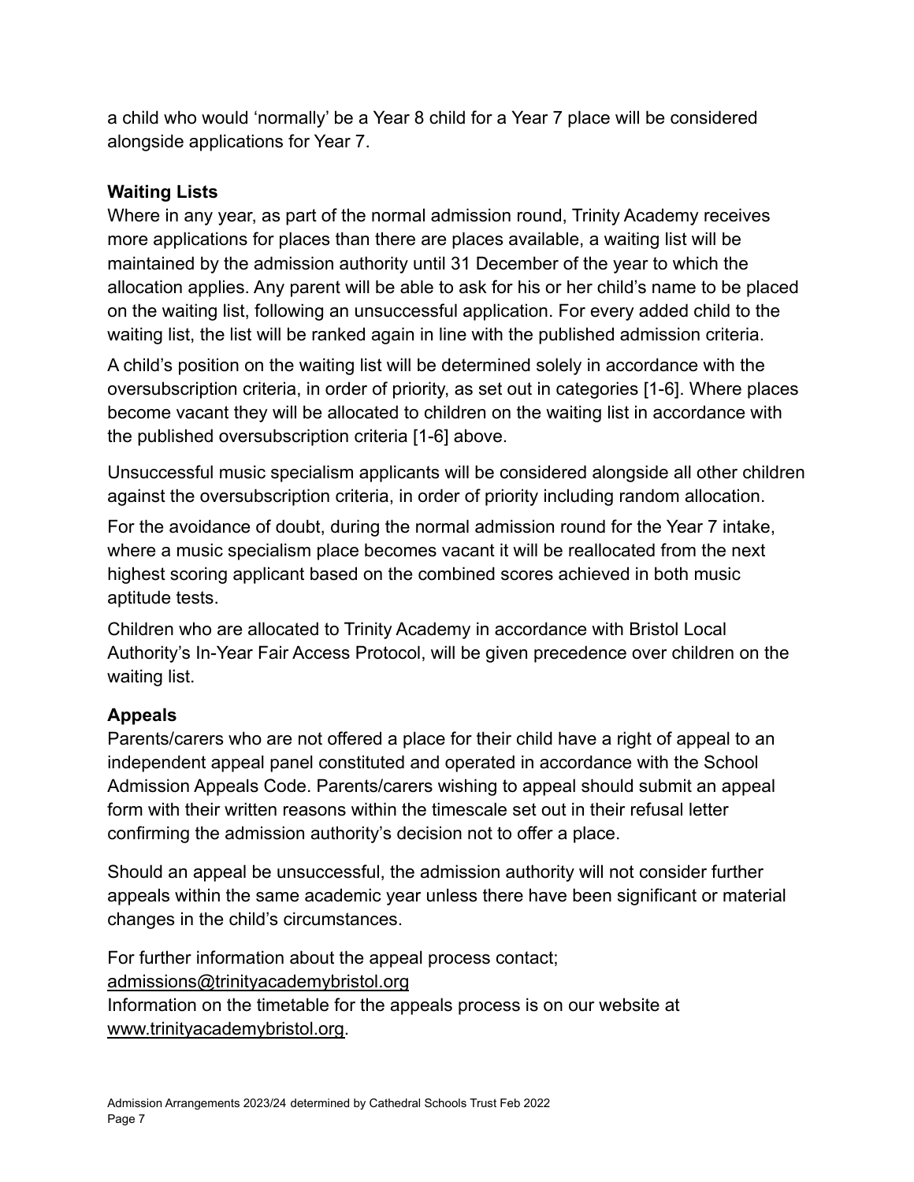a child who would 'normally' be a Year 8 child for a Year 7 place will be considered alongside applications for Year 7.

## Waiting Lists

Where in any year, as part of the normal admission round, Trinity Academy receives more applications for places than there are places available, a waiting list will be maintained by the admission authority until 31 December of the year to which the allocation applies. Any parent will be able to ask for his or her child's name to be placed on the waiting list, following an unsuccessful application. For every added child to the waiting list, the list will be ranked again in line with the published admission criteria.

A child's position on the waiting list will be determined solely in accordance with the oversubscription criteria, in order of priority, as set out in categories [1-6]. Where places become vacant they will be allocated to children on the waiting list in accordance with the published oversubscription criteria [1-6] above.

Unsuccessful music specialism applicants will be considered alongside all other children against the oversubscription criteria, in order of priority including random allocation.

For the avoidance of doubt, during the normal admission round for the Year 7 intake, where a music specialism place becomes vacant it will be reallocated from the next highest scoring applicant based on the combined scores achieved in both music aptitude tests.

Children who are allocated to Trinity Academy in accordance with Bristol Local Authority's In-Year Fair Access Protocol, will be given precedence over children on the waiting list.

## Appeals

Parents/carers who are not offered a place for their child have a right of appeal to an independent appeal panel constituted and operated in accordance with the School Admission Appeals Code. Parents/carers wishing to appeal should submit an appeal form with their written reasons within the timescale set out in their refusal letter confirming the admission authority's decision not to offer a place.

Should an appeal be unsuccessful, the admission authority will not consider further appeals within the same academic year unless there have been significant or material changes in the child's circumstances.

For further information about the appeal process contact;
admissions@trinityacademybristol.org
Information on the timetable for the appeals process is on our website at www.trinityacademybristol.org.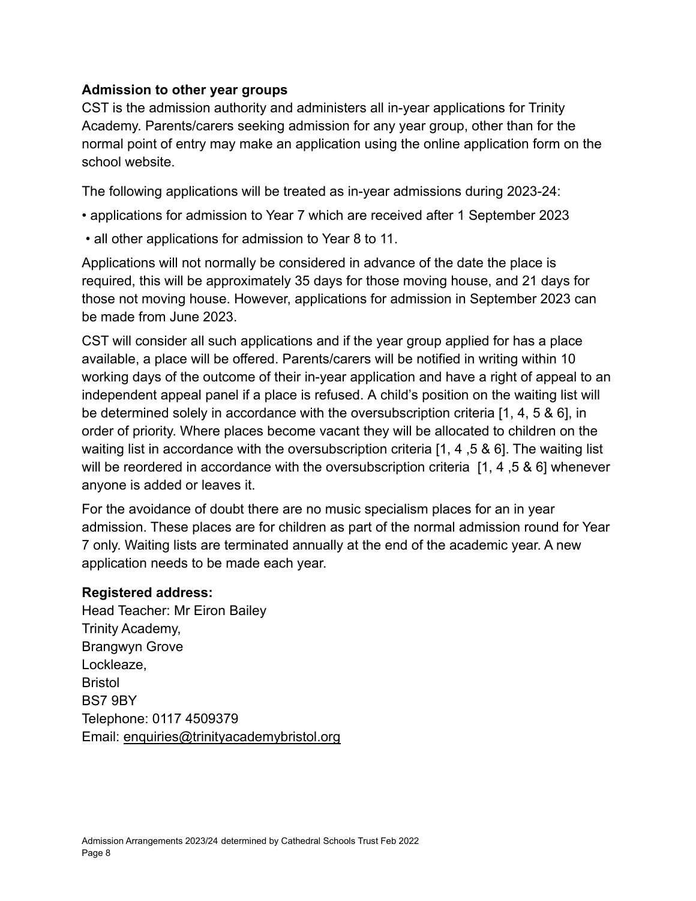**Admission to other year groups**

CST is the admission authority and administers all in-year applications for Trinity Academy. Parents/carers seeking admission for any year group, other than for the normal point of entry may make an application using the online application form on the school website.

The following applications will be treated as in-year admissions during 2023-24:

- applications for admission to Year 7 which are received after 1 September 2023
- all other applications for admission to Year 8 to 11.

Applications will not normally be considered in advance of the date the place is required, this will be approximately 35 days for those moving house, and 21 days for those not moving house. However, applications for admission in September 2023 can be made from June 2023.

CST will consider all such applications and if the year group applied for has a place available, a place will be offered. Parents/carers will be notified in writing within 10 working days of the outcome of their in-year application and have a right of appeal to an independent appeal panel if a place is refused. A child's position on the waiting list will be determined solely in accordance with the oversubscription criteria [1, 4, 5 & 6], in order of priority. Where places become vacant they will be allocated to children on the waiting list in accordance with the oversubscription criteria [1, 4 ,5 & 6]. The waiting list will be reordered in accordance with the oversubscription criteria [1, 4 ,5 & 6] whenever anyone is added or leaves it.

For the avoidance of doubt there are no music specialism places for an in year admission. These places are for children as part of the normal admission round for Year 7 only. Waiting lists are terminated annually at the end of the academic year. A new application needs to be made each year.

**Registered address:**

Head Teacher: Mr Eiron Bailey
Trinity Academy,
Brangwyn Grove
Lockleaze,
Bristol
BS7 9BY
Telephone: 0117 4509379
Email: enquiries@trinityacademybristol.org